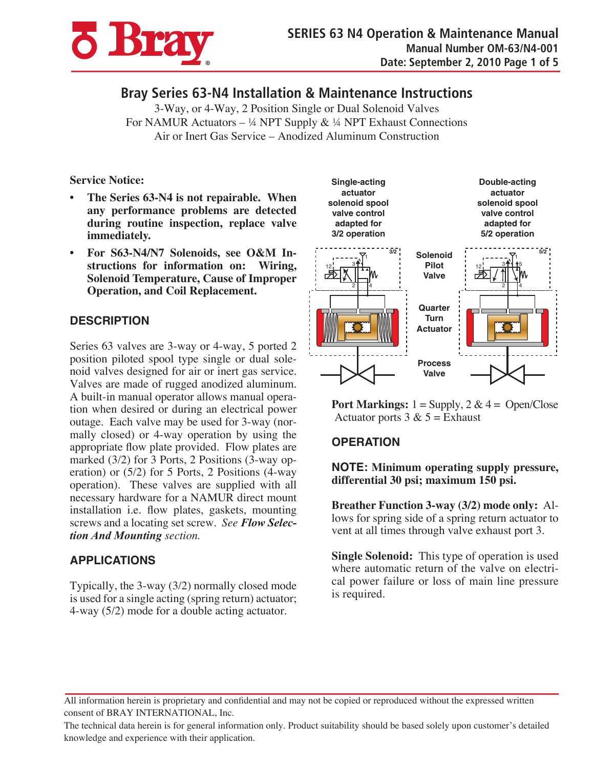Bray

# Bray Series 63-N4 Installation & Maintenance Instructions

3-Way, or 4-Way, 2 Position Single or Dual Solenoid Valves
For NAMUR Actuators – ¼ NPT Supply & ¼ NPT Exhaust Connections
Air or Inert Gas Service – Anodized Aluminum Construction

**Service Notice:**

- **The Series 63-N4 is not repairable. When any performance problems are detected during routine inspection, replace valve immediately.**
- **For S63-N4/N7 Solenoids, see O&M Instructions for information on: Wiring, Solenoid Temperature, Cause of Improper Operation, and Coil Replacement.**

## DESCRIPTION

Series 63 valves are 3-way or 4-way, 5 ported 2 position piloted spool type single or dual solenoid valves designed for air or inert gas service. Valves are made of rugged anodized aluminum. A built-in manual operator allows manual operation when desired or during an electrical power outage. Each valve may be used for 3-way (normally closed) or 4-way operation by using the appropriate flow plate provided. Flow plates are marked (3/2) for 3 Ports, 2 Positions (3-way operation) or (5/2) for 5 Ports, 2 Positions (4-way operation). These valves are supplied with all necessary hardware for a NAMUR direct mount installation i.e. flow plates, gaskets, mounting screws and a locating set screw. *See **Flow Selection And Mounting** section.*

## APPLICATIONS

Typically, the 3-way (3/2) normally closed mode is used for a single acting (spring return) actuator; 4-way (5/2) mode for a double acting actuator.

Single-acting actuator solenoid spool valve control adapted for 3/2 operation

Double-acting actuator solenoid spool valve control adapted for 5/2 operation

Solenoid Pilot Valve

Quarter Turn Actuator

Process Valve

**Port Markings:** 1 = Supply, 2 & 4 = Open/Close Actuator ports 3 & 5 = Exhaust

## OPERATION

**NOTE: Minimum operating supply pressure, differential 30 psi; maximum 150 psi.**

**Breather Function 3-way (3/2) mode only:** Allows for spring side of a spring return actuator to vent at all times through valve exhaust port 3.

**Single Solenoid:** This type of operation is used where automatic return of the valve on electrical power failure or loss of main line pressure is required.

All information herein is proprietary and confidential and may not be copied or reproduced without the expressed written consent of BRAY INTERNATIONAL, Inc.

The technical data herein is for general information only. Product suitability should be based solely upon customer's detailed knowledge and experience with their application.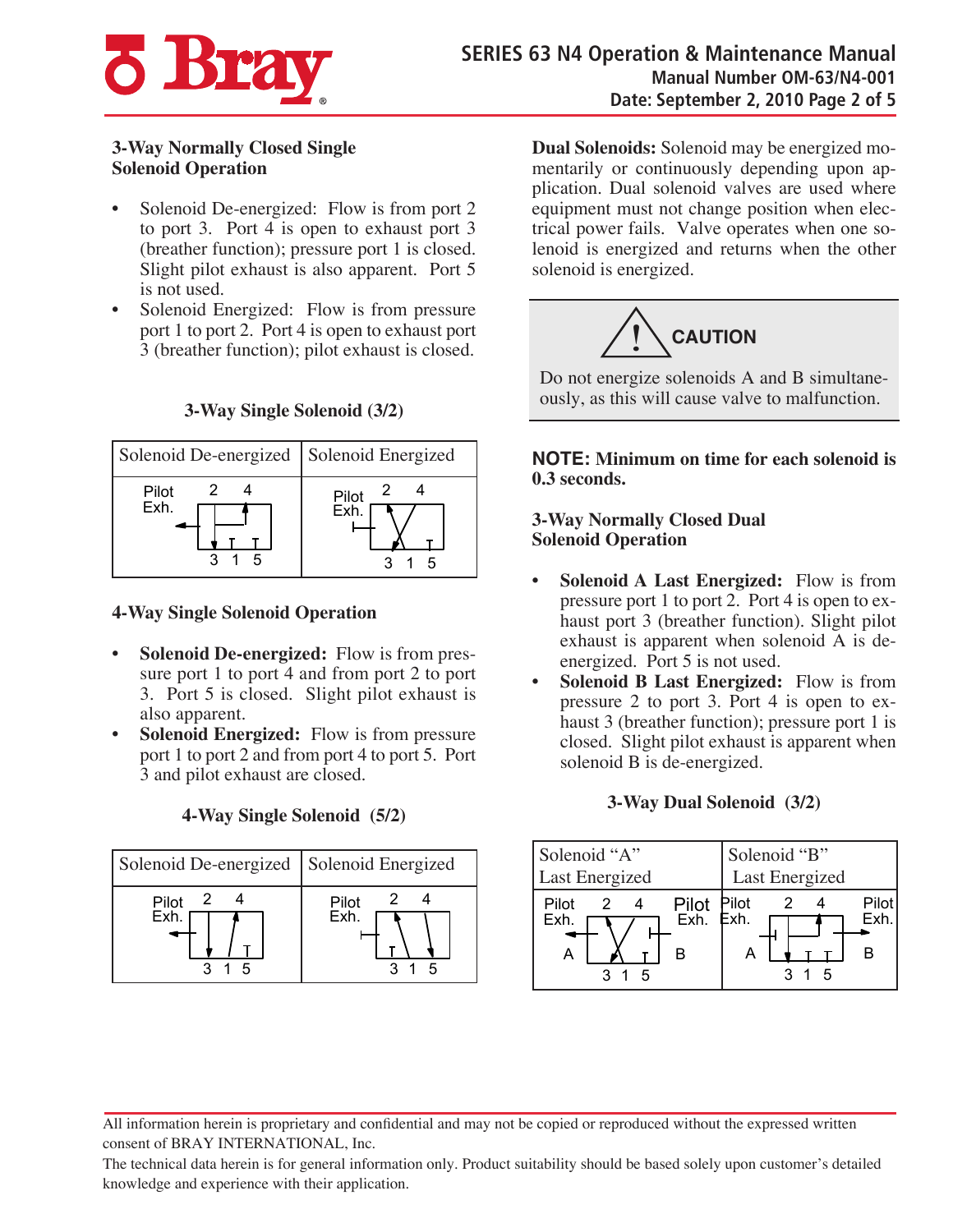### 3-Way Normally Closed Single Solenoid Operation

- Solenoid De-energized: Flow is from port 2 to port 3. Port 4 is open to exhaust port 3 (breather function); pressure port 1 is closed. Slight pilot exhaust is also apparent. Port 5 is not used.
- Solenoid Energized: Flow is from pressure port 1 to port 2. Port 4 is open to exhaust port 3 (breather function); pilot exhaust is closed.

**3-Way Single Solenoid (3/2)**

| Solenoid De-energized | Solenoid Energized |
|---|---|
| Pilot Exh. 2 4 / 3 1 5 | Pilot Exh. 2 4 / 3 1 5 |

### 4-Way Single Solenoid Operation

- **Solenoid De-energized:** Flow is from pressure port 1 to port 4 and from port 2 to port 3. Port 5 is closed. Slight pilot exhaust is also apparent.
- **Solenoid Energized:** Flow is from pressure port 1 to port 2 and from port 4 to port 5. Port 3 and pilot exhaust are closed.

**4-Way Single Solenoid (5/2)**

| Solenoid De-energized | Solenoid Energized |
|---|---|
| Pilot Exh. 2 4 / 3 1 5 | Pilot Exh. 2 4 / 3 1 5 |

**Dual Solenoids:** Solenoid may be energized momentarily or continuously depending upon application. Dual solenoid valves are used where equipment must not change position when electrical power fails. Valve operates when one solenoid is energized and returns when the other solenoid is energized.

**CAUTION**

Do not energize solenoids A and B simultaneously, as this will cause valve to malfunction.

**NOTE: Minimum on time for each solenoid is 0.3 seconds.**

### 3-Way Normally Closed Dual Solenoid Operation

- **Solenoid A Last Energized:** Flow is from pressure port 1 to port 2. Port 4 is open to exhaust port 3 (breather function). Slight pilot exhaust is apparent when solenoid A is de-energized. Port 5 is not used.
- **Solenoid B Last Energized:** Flow is from pressure 2 to port 3. Port 4 is open to exhaust 3 (breather function); pressure port 1 is closed. Slight pilot exhaust is apparent when solenoid B is de-energized.

**3-Way Dual Solenoid (3/2)**

| Solenoid "A" Last Energized | Solenoid "B" Last Energized |
|---|---|
| Pilot Exh. A 2 4 / 3 1 5 Pilot Exh. B | Pilot Exh. A 2 4 / 3 1 5 Pilot Exh. B |

All information herein is proprietary and confidential and may not be copied or reproduced without the expressed written consent of BRAY INTERNATIONAL, Inc.

The technical data herein is for general information only. Product suitability should be based solely upon customer's detailed knowledge and experience with their application.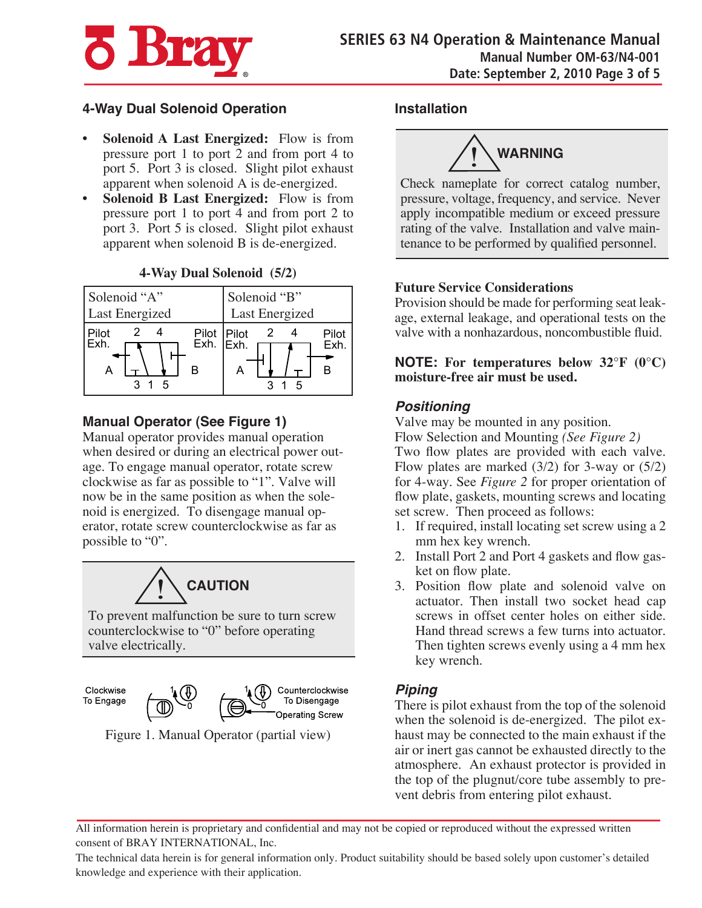## 4-Way Dual Solenoid Operation

- **Solenoid A Last Energized:** Flow is from pressure port 1 to port 2 and from port 4 to port 5. Port 3 is closed. Slight pilot exhaust apparent when solenoid A is de-energized.
- **Solenoid B Last Energized:** Flow is from pressure port 1 to port 4 and from port 2 to port 3. Port 5 is closed. Slight pilot exhaust apparent when solenoid B is de-energized.

**4-Way Dual Solenoid (5/2)**

| Solenoid "A" Last Energized | Solenoid "B" Last Energized |
|---|---|
| Pilot Exh. 2 4 Pilot Exh. A B 3 1 5 | Pilot Exh. 2 4 Pilot Exh. A B 3 1 5 |

## Manual Operator (See Figure 1)

Manual operator provides manual operation when desired or during an electrical power outage. To engage manual operator, rotate screw clockwise as far as possible to "1". Valve will now be in the same position as when the solenoid is energized. To disengage manual operator, rotate screw counterclockwise as far as possible to "0".

> **CAUTION**
>
> To prevent malfunction be sure to turn screw counterclockwise to "0" before operating valve electrically.

Clockwise To Engage — 1 0 — Counterclockwise To Disengage — Operating Screw

Figure 1. Manual Operator (partial view)

## Installation

> **WARNING**
>
> Check nameplate for correct catalog number, pressure, voltage, frequency, and service. Never apply incompatible medium or exceed pressure rating of the valve. Installation and valve maintenance to be performed by qualified personnel.

**Future Service Considerations**
Provision should be made for performing seat leakage, external leakage, and operational tests on the valve with a nonhazardous, noncombustible fluid.

**NOTE: For temperatures below 32°F (0°C) moisture-free air must be used.**

### *Positioning*

Valve may be mounted in any position.
Flow Selection and Mounting *(See Figure 2)*
Two flow plates are provided with each valve. Flow plates are marked (3/2) for 3-way or (5/2) for 4-way. See *Figure 2* for proper orientation of flow plate, gaskets, mounting screws and locating set screw. Then proceed as follows:

1. If required, install locating set screw using a 2 mm hex key wrench.
2. Install Port 2 and Port 4 gaskets and flow gasket on flow plate.
3. Position flow plate and solenoid valve on actuator. Then install two socket head cap screws in offset center holes on either side. Hand thread screws a few turns into actuator. Then tighten screws evenly using a 4 mm hex key wrench.

### *Piping*

There is pilot exhaust from the top of the solenoid when the solenoid is de-energized. The pilot exhaust may be connected to the main exhaust if the air or inert gas cannot be exhausted directly to the atmosphere. An exhaust protector is provided in the top of the plugnut/core tube assembly to prevent debris from entering pilot exhaust.

All information herein is proprietary and confidential and may not be copied or reproduced without the expressed written consent of BRAY INTERNATIONAL, Inc.
The technical data herein is for general information only. Product suitability should be based solely upon customer's detailed knowledge and experience with their application.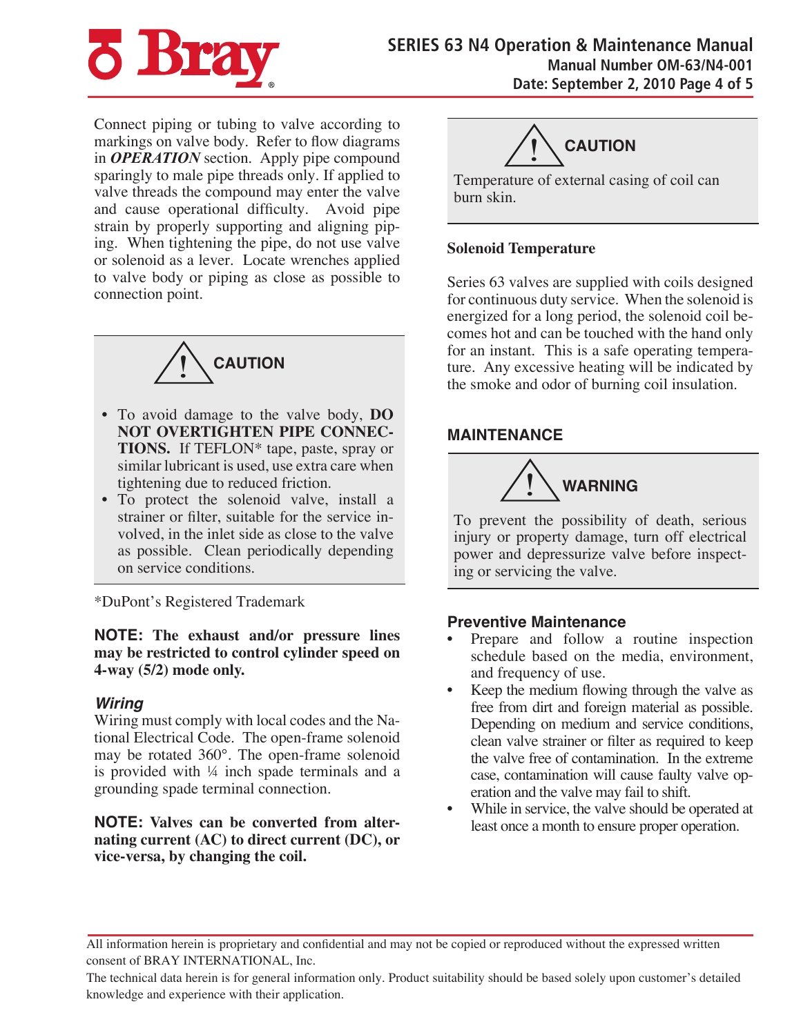Connect piping or tubing to valve according to markings on valve body. Refer to flow diagrams in ***OPERATION*** section. Apply pipe compound sparingly to male pipe threads only. If applied to valve threads the compound may enter the valve and cause operational difficulty. Avoid pipe strain by properly supporting and aligning piping. When tightening the pipe, do not use valve or solenoid as a lever. Locate wrenches applied to valve body or piping as close as possible to connection point.

> **CAUTION**
>
> - To avoid damage to the valve body, **DO NOT OVERTIGHTEN PIPE CONNECTIONS.** If TEFLON* tape, paste, spray or similar lubricant is used, use extra care when tightening due to reduced friction.
> - To protect the solenoid valve, install a strainer or filter, suitable for the service involved, in the inlet side as close to the valve as possible. Clean periodically depending on service conditions.

*DuPont's Registered Trademark

**NOTE: The exhaust and/or pressure lines may be restricted to control cylinder speed on 4-way (5/2) mode only.**

### *Wiring*

Wiring must comply with local codes and the National Electrical Code. The open-frame solenoid may be rotated 360°. The open-frame solenoid is provided with ¼ inch spade terminals and a grounding spade terminal connection.

**NOTE: Valves can be converted from alternating current (AC) to direct current (DC), or vice-versa, by changing the coil.**

> **CAUTION**
>
> Temperature of external casing of coil can burn skin.

### Solenoid Temperature

Series 63 valves are supplied with coils designed for continuous duty service. When the solenoid is energized for a long period, the solenoid coil becomes hot and can be touched with the hand only for an instant. This is a safe operating temperature. Any excessive heating will be indicated by the smoke and odor of burning coil insulation.

## MAINTENANCE

> **WARNING**
>
> To prevent the possibility of death, serious injury or property damage, turn off electrical power and depressurize valve before inspecting or servicing the valve.

### Preventive Maintenance

- Prepare and follow a routine inspection schedule based on the media, environment, and frequency of use.
- Keep the medium flowing through the valve as free from dirt and foreign material as possible. Depending on medium and service conditions, clean valve strainer or filter as required to keep the valve free of contamination. In the extreme case, contamination will cause faulty valve operation and the valve may fail to shift.
- While in service, the valve should be operated at least once a month to ensure proper operation.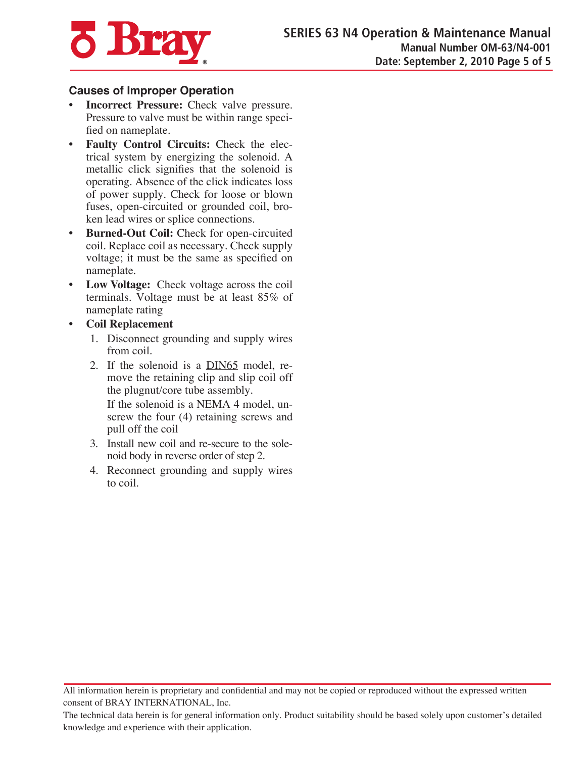## Causes of Improper Operation

- **Incorrect Pressure:** Check valve pressure. Pressure to valve must be within range specified on nameplate.
- **Faulty Control Circuits:** Check the electrical system by energizing the solenoid. A metallic click signifies that the solenoid is operating. Absence of the click indicates loss of power supply. Check for loose or blown fuses, open-circuited or grounded coil, broken lead wires or splice connections.
- **Burned-Out Coil:** Check for open-circuited coil. Replace coil as necessary. Check supply voltage; it must be the same as specified on nameplate.
- **Low Voltage:** Check voltage across the coil terminals. Voltage must be at least 85% of nameplate rating
- **Coil Replacement**
  1. Disconnect grounding and supply wires from coil.
  2. If the solenoid is a DIN65 model, remove the retaining clip and slip coil off the plugnut/core tube assembly.

     If the solenoid is a NEMA 4 model, unscrew the four (4) retaining screws and pull off the coil
  3. Install new coil and re-secure to the solenoid body in reverse order of step 2.
  4. Reconnect grounding and supply wires to coil.

All information herein is proprietary and confidential and may not be copied or reproduced without the expressed written consent of BRAY INTERNATIONAL, Inc.

The technical data herein is for general information only. Product suitability should be based solely upon customer's detailed knowledge and experience with their application.